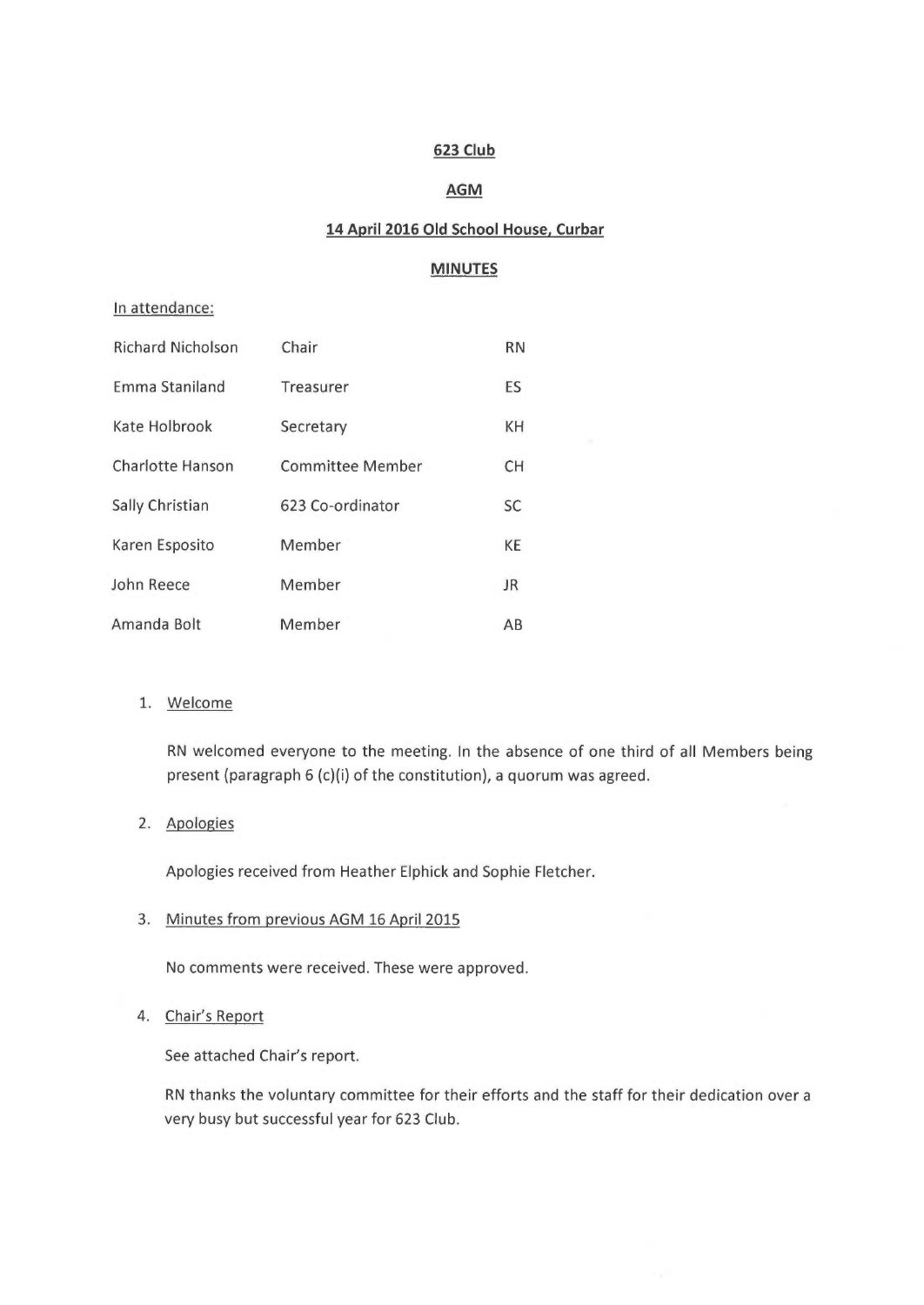# 623 Club

## AGM

## 14 April 2016 Old School House, Curbar

## MINUTES

In attendance:

| | | |
|---|---|---|
| Richard Nicholson | Chair | RN |
| Emma Staniland | Treasurer | ES |
| Kate Holbrook | Secretary | KH |
| Charlotte Hanson | Committee Member | CH |
| Sally Christian | 623 Co-ordinator | SC |
| Karen Esposito | Member | KE |
| John Reece | Member | JR |
| Amanda Bolt | Member | AB |

1. Welcome

   RN welcomed everyone to the meeting. In the absence of one third of all Members being present (paragraph 6 (c)(i) of the constitution), a quorum was agreed.

2. Apologies

   Apologies received from Heather Elphick and Sophie Fletcher.

3. Minutes from previous AGM 16 April 2015

   No comments were received. These were approved.

4. Chair's Report

   See attached Chair's report.

   RN thanks the voluntary committee for their efforts and the staff for their dedication over a very busy but successful year for 623 Club.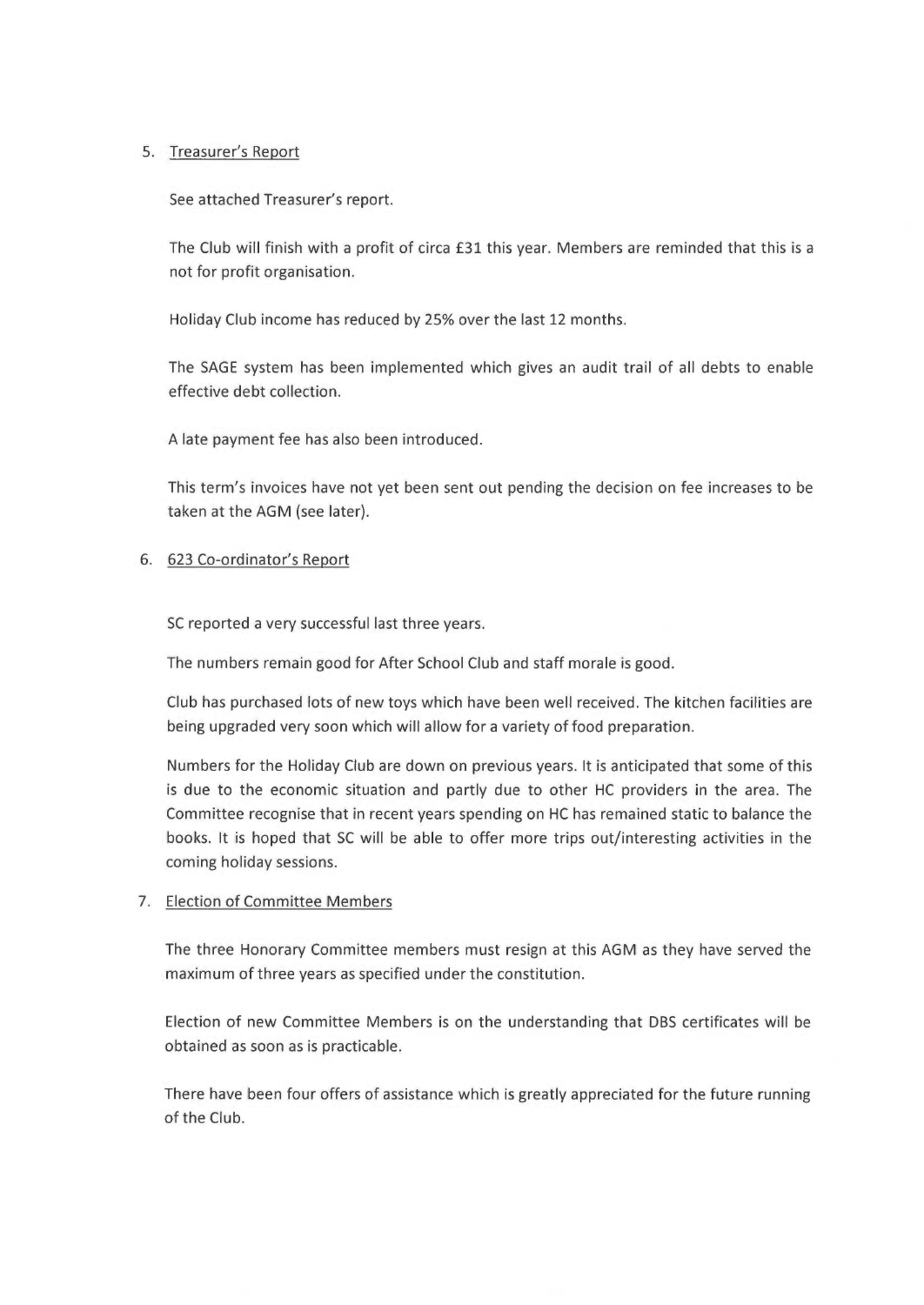5. <u>Treasurer's Report</u>

   See attached Treasurer's report.

   The Club will finish with a profit of circa £31 this year. Members are reminded that this is a not for profit organisation.

   Holiday Club income has reduced by 25% over the last 12 months.

   The SAGE system has been implemented which gives an audit trail of all debts to enable effective debt collection.

   A late payment fee has also been introduced.

   This term's invoices have not yet been sent out pending the decision on fee increases to be taken at the AGM (see later).

6. <u>623 Co-ordinator's Report</u>

   SC reported a very successful last three years.

   The numbers remain good for After School Club and staff morale is good.

   Club has purchased lots of new toys which have been well received. The kitchen facilities are being upgraded very soon which will allow for a variety of food preparation.

   Numbers for the Holiday Club are down on previous years. It is anticipated that some of this is due to the economic situation and partly due to other HC providers in the area. The Committee recognise that in recent years spending on HC has remained static to balance the books. It is hoped that SC will be able to offer more trips out/interesting activities in the coming holiday sessions.

7. <u>Election of Committee Members</u>

   The three Honorary Committee members must resign at this AGM as they have served the maximum of three years as specified under the constitution.

   Election of new Committee Members is on the understanding that DBS certificates will be obtained as soon as is practicable.

   There have been four offers of assistance which is greatly appreciated for the future running of the Club.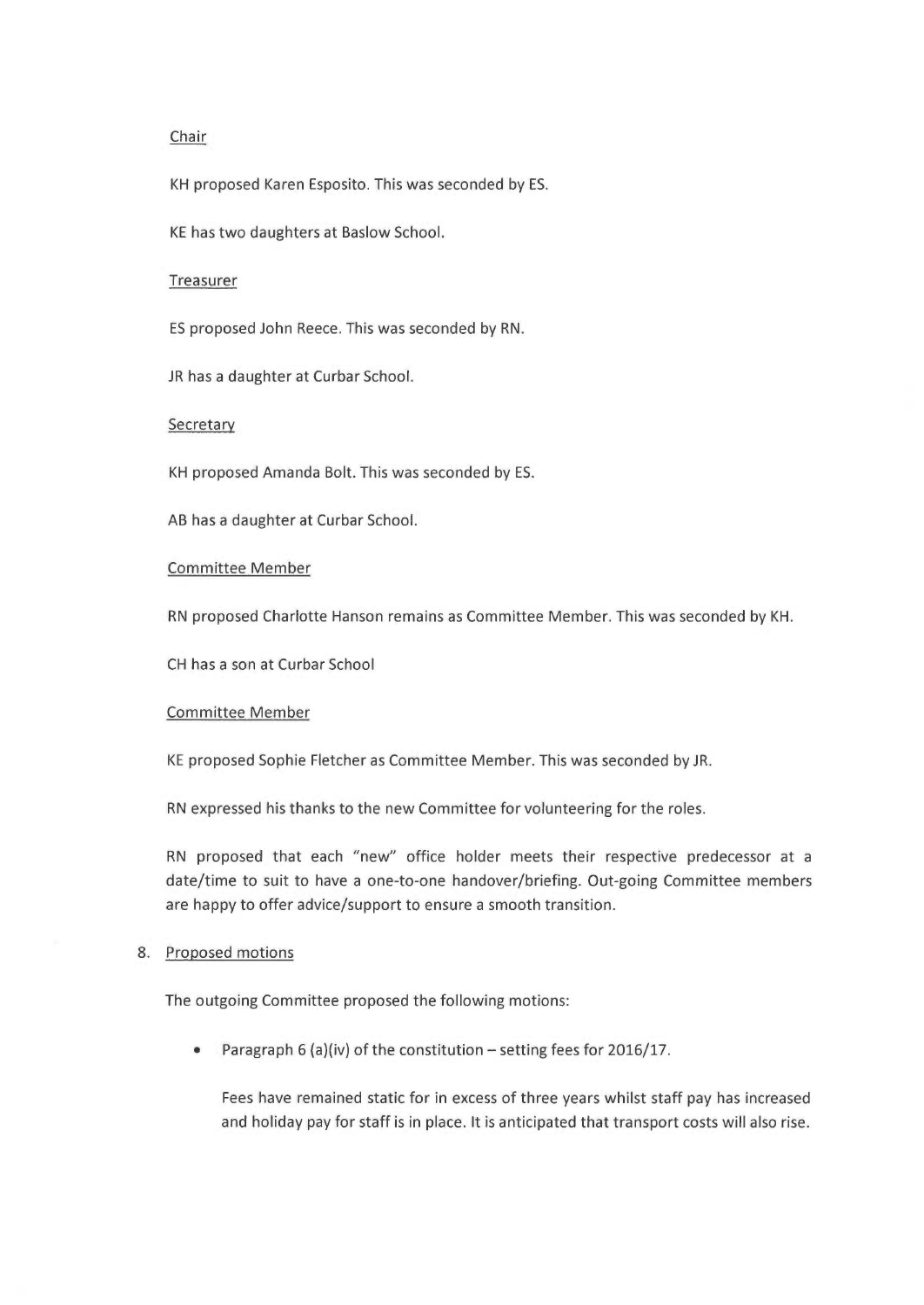Chair

KH proposed Karen Esposito. This was seconded by ES.

KE has two daughters at Baslow School.

Treasurer

ES proposed John Reece. This was seconded by RN.

JR has a daughter at Curbar School.

Secretary

KH proposed Amanda Bolt. This was seconded by ES.

AB has a daughter at Curbar School.

Committee Member

RN proposed Charlotte Hanson remains as Committee Member. This was seconded by KH.

CH has a son at Curbar School

Committee Member

KE proposed Sophie Fletcher as Committee Member. This was seconded by JR.

RN expressed his thanks to the new Committee for volunteering for the roles.

RN proposed that each "new" office holder meets their respective predecessor at a date/time to suit to have a one-to-one handover/briefing. Out-going Committee members are happy to offer advice/support to ensure a smooth transition.

8. Proposed motions

   The outgoing Committee proposed the following motions:

   - Paragraph 6 (a)(iv) of the constitution – setting fees for 2016/17.

     Fees have remained static for in excess of three years whilst staff pay has increased and holiday pay for staff is in place. It is anticipated that transport costs will also rise.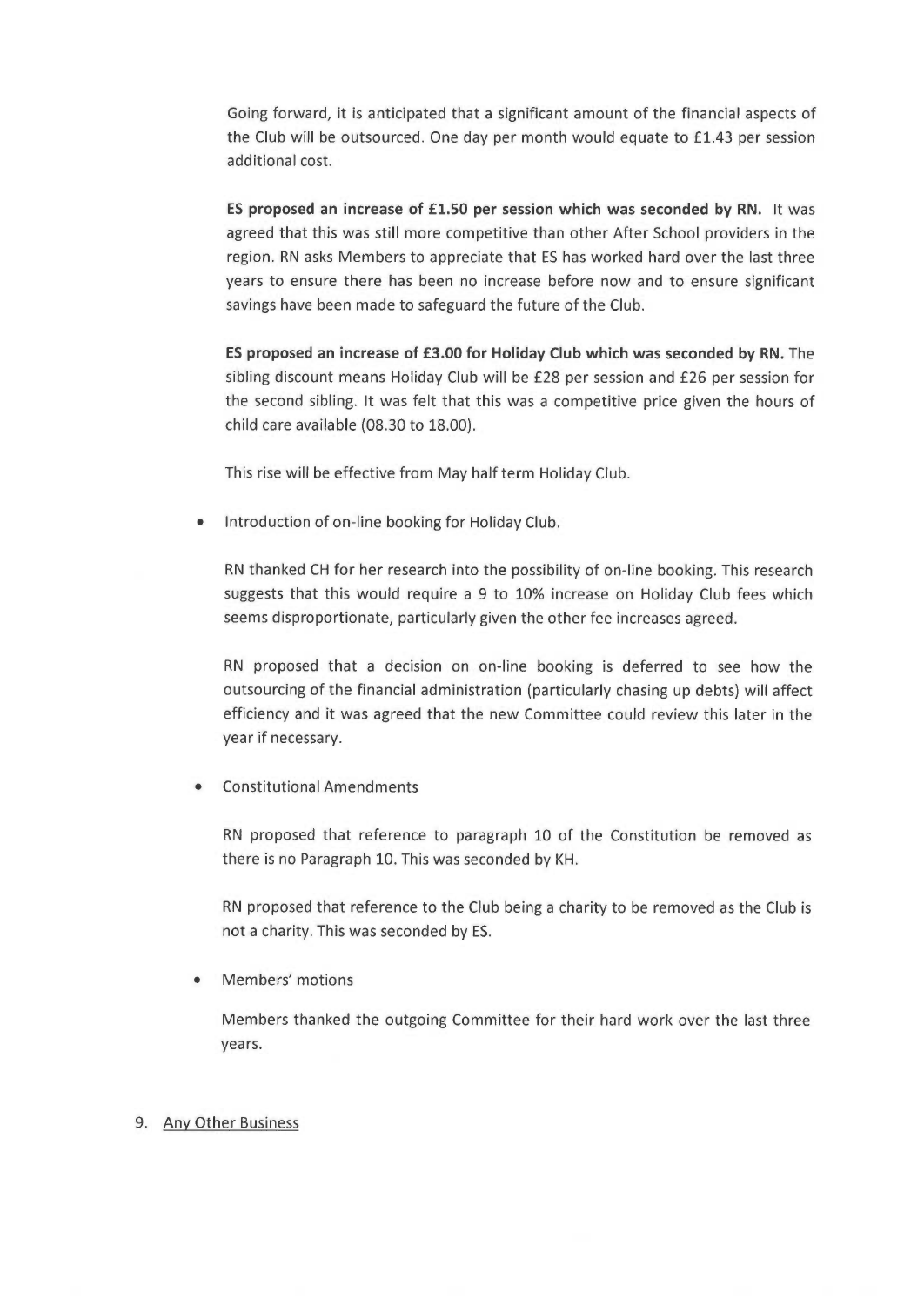Going forward, it is anticipated that a significant amount of the financial aspects of the Club will be outsourced. One day per month would equate to £1.43 per session additional cost.

**ES proposed an increase of £1.50 per session which was seconded by RN.** It was agreed that this was still more competitive than other After School providers in the region. RN asks Members to appreciate that ES has worked hard over the last three years to ensure there has been no increase before now and to ensure significant savings have been made to safeguard the future of the Club.

**ES proposed an increase of £3.00 for Holiday Club which was seconded by RN.** The sibling discount means Holiday Club will be £28 per session and £26 per session for the second sibling. It was felt that this was a competitive price given the hours of child care available (08.30 to 18.00).

This rise will be effective from May half term Holiday Club.

- Introduction of on-line booking for Holiday Club.

  RN thanked CH for her research into the possibility of on-line booking. This research suggests that this would require a 9 to 10% increase on Holiday Club fees which seems disproportionate, particularly given the other fee increases agreed.

  RN proposed that a decision on on-line booking is deferred to see how the outsourcing of the financial administration (particularly chasing up debts) will affect efficiency and it was agreed that the new Committee could review this later in the year if necessary.

- Constitutional Amendments

  RN proposed that reference to paragraph 10 of the Constitution be removed as there is no Paragraph 10. This was seconded by KH.

  RN proposed that reference to the Club being a charity to be removed as the Club is not a charity. This was seconded by ES.

- Members' motions

  Members thanked the outgoing Committee for their hard work over the last three years.

9. Any Other Business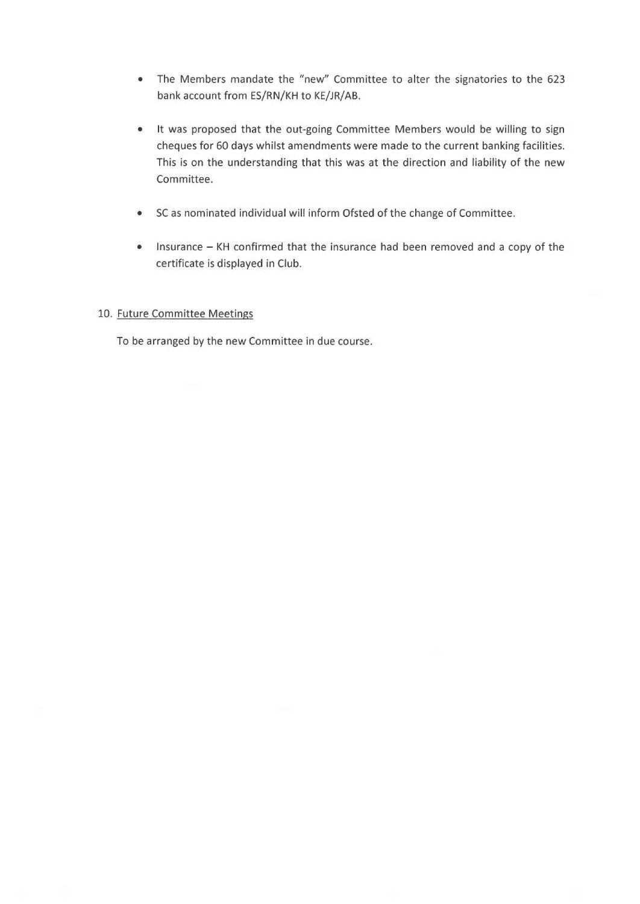- The Members mandate the "new" Committee to alter the signatories to the 623 bank account from ES/RN/KH to KE/JR/AB.

- It was proposed that the out-going Committee Members would be willing to sign cheques for 60 days whilst amendments were made to the current banking facilities. This is on the understanding that this was at the direction and liability of the new Committee.

- SC as nominated individual will inform Ofsted of the change of Committee.

- Insurance – KH confirmed that the insurance had been removed and a copy of the certificate is displayed in Club.

10. Future Committee Meetings

To be arranged by the new Committee in due course.